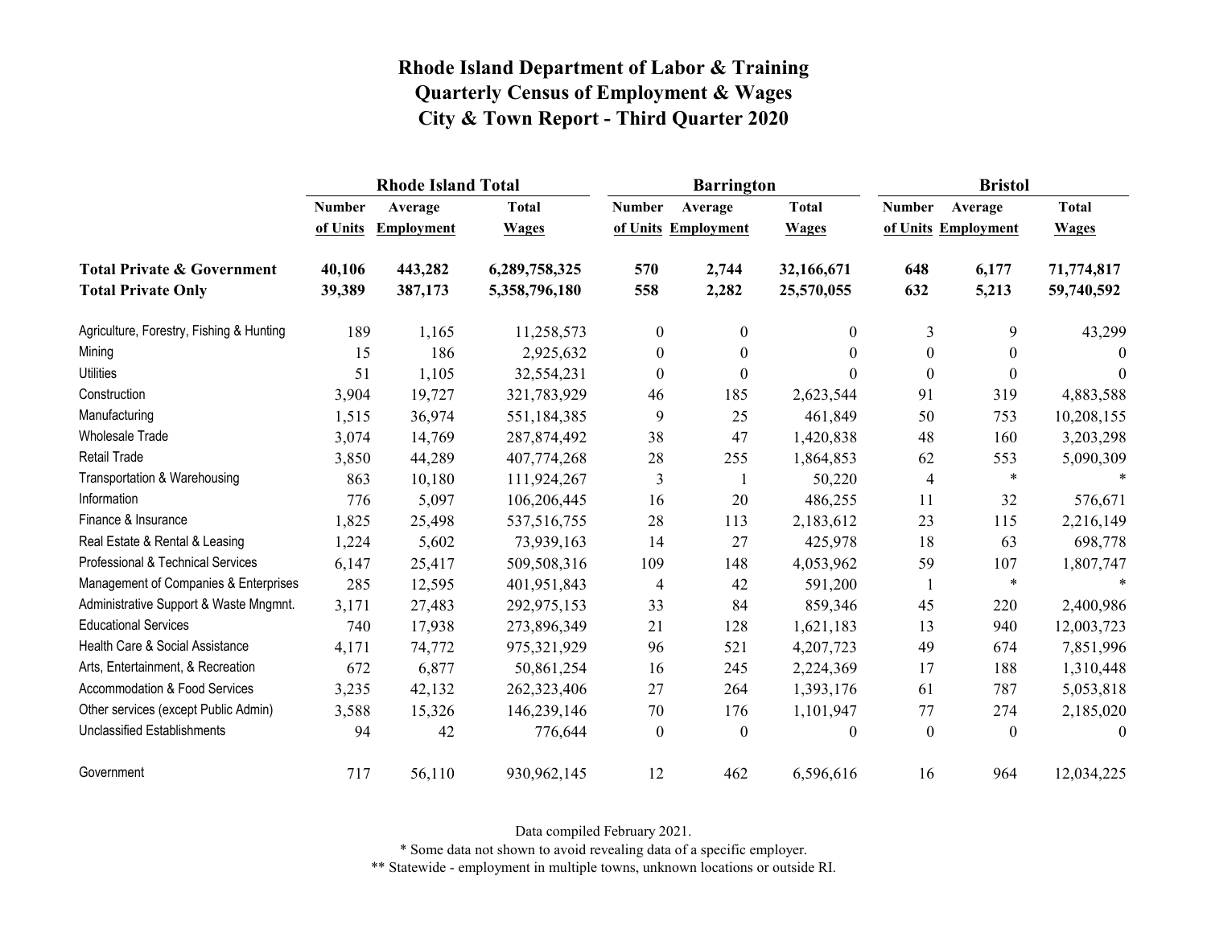# Rhode Island Department of Labor & Training
# Quarterly Census of Employment & Wages
# City & Town Report - Third Quarter 2020

| | Rhode Island Total | | | Barrington | | | Bristol | | |
|---|---|---|---|---|---|---|---|---|---|
| | Number of Units | Average Employment | Total Wages | Number of Units | Average Employment | Total Wages | Number of Units | Average Employment | Total Wages |
| **Total Private & Government** | **40,106** | **443,282** | **6,289,758,325** | **570** | **2,744** | **32,166,671** | **648** | **6,177** | **71,774,817** |
| **Total Private Only** | **39,389** | **387,173** | **5,358,796,180** | **558** | **2,282** | **25,570,055** | **632** | **5,213** | **59,740,592** |
| Agriculture, Forestry, Fishing & Hunting | 189 | 1,165 | 11,258,573 | 0 | 0 | 0 | 3 | 9 | 43,299 |
| Mining | 15 | 186 | 2,925,632 | 0 | 0 | 0 | 0 | 0 | 0 |
| Utilities | 51 | 1,105 | 32,554,231 | 0 | 0 | 0 | 0 | 0 | 0 |
| Construction | 3,904 | 19,727 | 321,783,929 | 46 | 185 | 2,623,544 | 91 | 319 | 4,883,588 |
| Manufacturing | 1,515 | 36,974 | 551,184,385 | 9 | 25 | 461,849 | 50 | 753 | 10,208,155 |
| Wholesale Trade | 3,074 | 14,769 | 287,874,492 | 38 | 47 | 1,420,838 | 48 | 160 | 3,203,298 |
| Retail Trade | 3,850 | 44,289 | 407,774,268 | 28 | 255 | 1,864,853 | 62 | 553 | 5,090,309 |
| Transportation & Warehousing | 863 | 10,180 | 111,924,267 | 3 | 1 | 50,220 | 4 | * | * |
| Information | 776 | 5,097 | 106,206,445 | 16 | 20 | 486,255 | 11 | 32 | 576,671 |
| Finance & Insurance | 1,825 | 25,498 | 537,516,755 | 28 | 113 | 2,183,612 | 23 | 115 | 2,216,149 |
| Real Estate & Rental & Leasing | 1,224 | 5,602 | 73,939,163 | 14 | 27 | 425,978 | 18 | 63 | 698,778 |
| Professional & Technical Services | 6,147 | 25,417 | 509,508,316 | 109 | 148 | 4,053,962 | 59 | 107 | 1,807,747 |
| Management of Companies & Enterprises | 285 | 12,595 | 401,951,843 | 4 | 42 | 591,200 | 1 | * | * |
| Administrative Support & Waste Mngmnt. | 3,171 | 27,483 | 292,975,153 | 33 | 84 | 859,346 | 45 | 220 | 2,400,986 |
| Educational Services | 740 | 17,938 | 273,896,349 | 21 | 128 | 1,621,183 | 13 | 940 | 12,003,723 |
| Health Care & Social Assistance | 4,171 | 74,772 | 975,321,929 | 96 | 521 | 4,207,723 | 49 | 674 | 7,851,996 |
| Arts, Entertainment, & Recreation | 672 | 6,877 | 50,861,254 | 16 | 245 | 2,224,369 | 17 | 188 | 1,310,448 |
| Accommodation & Food Services | 3,235 | 42,132 | 262,323,406 | 27 | 264 | 1,393,176 | 61 | 787 | 5,053,818 |
| Other services (except Public Admin) | 3,588 | 15,326 | 146,239,146 | 70 | 176 | 1,101,947 | 77 | 274 | 2,185,020 |
| Unclassified Establishments | 94 | 42 | 776,644 | 0 | 0 | 0 | 0 | 0 | 0 |
| Government | 717 | 56,110 | 930,962,145 | 12 | 462 | 6,596,616 | 16 | 964 | 12,034,225 |

Data compiled February 2021.

* Some data not shown to avoid revealing data of a specific employer.

** Statewide - employment in multiple towns, unknown locations or outside RI.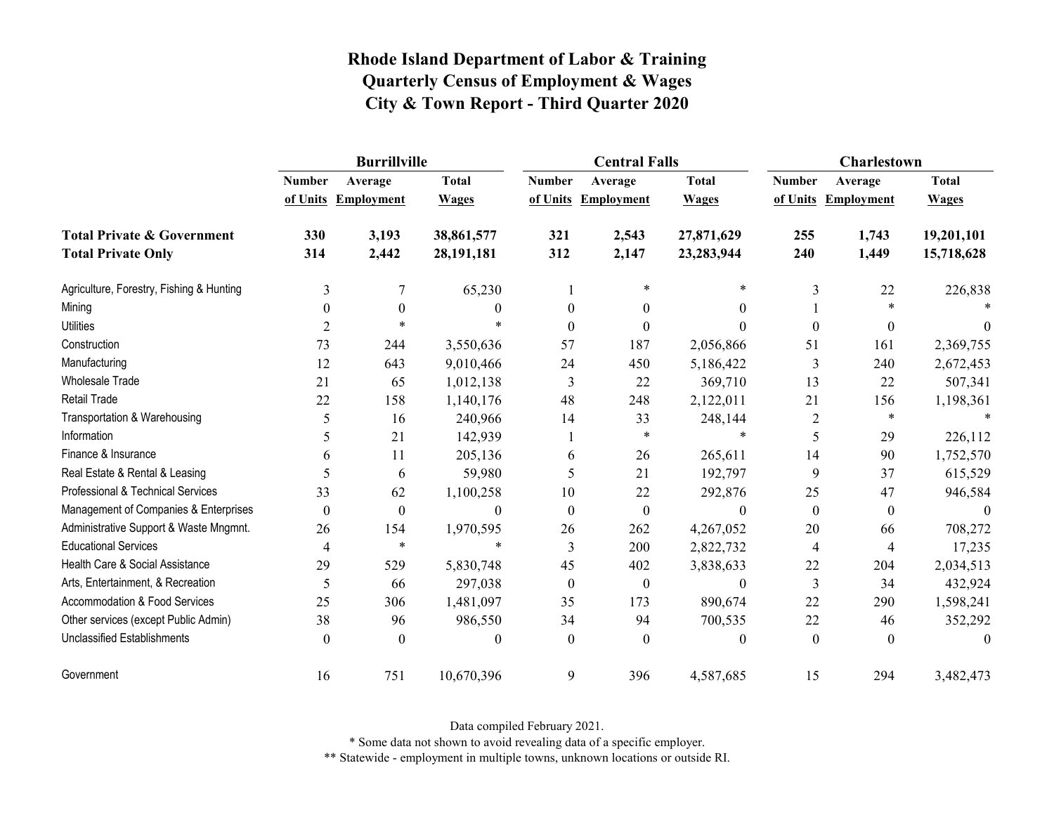# Rhode Island Department of Labor & Training
## Quarterly Census of Employment & Wages
## City & Town Report - Third Quarter 2020

| | Burrillville | | | Central Falls | | | Charlestown | | |
|---|---|---|---|---|---|---|---|---|---|
| | Number of Units | Average Employment | Total Wages | Number of Units | Average Employment | Total Wages | Number of Units | Average Employment | Total Wages |
| **Total Private & Government** | **330** | **3,193** | **38,861,577** | **321** | **2,543** | **27,871,629** | **255** | **1,743** | **19,201,101** |
| **Total Private Only** | **314** | **2,442** | **28,191,181** | **312** | **2,147** | **23,283,944** | **240** | **1,449** | **15,718,628** |
| Agriculture, Forestry, Fishing & Hunting | 3 | 7 | 65,230 | 1 | * | * | 3 | 22 | 226,838 |
| Mining | 0 | 0 | 0 | 0 | 0 | 0 | 1 | * | * |
| Utilities | 2 | * | * | 0 | 0 | 0 | 0 | 0 | 0 |
| Construction | 73 | 244 | 3,550,636 | 57 | 187 | 2,056,866 | 51 | 161 | 2,369,755 |
| Manufacturing | 12 | 643 | 9,010,466 | 24 | 450 | 5,186,422 | 3 | 240 | 2,672,453 |
| Wholesale Trade | 21 | 65 | 1,012,138 | 3 | 22 | 369,710 | 13 | 22 | 507,341 |
| Retail Trade | 22 | 158 | 1,140,176 | 48 | 248 | 2,122,011 | 21 | 156 | 1,198,361 |
| Transportation & Warehousing | 5 | 16 | 240,966 | 14 | 33 | 248,144 | 2 | * | * |
| Information | 5 | 21 | 142,939 | 1 | * | * | 5 | 29 | 226,112 |
| Finance & Insurance | 6 | 11 | 205,136 | 6 | 26 | 265,611 | 14 | 90 | 1,752,570 |
| Real Estate & Rental & Leasing | 5 | 6 | 59,980 | 5 | 21 | 192,797 | 9 | 37 | 615,529 |
| Professional & Technical Services | 33 | 62 | 1,100,258 | 10 | 22 | 292,876 | 25 | 47 | 946,584 |
| Management of Companies & Enterprises | 0 | 0 | 0 | 0 | 0 | 0 | 0 | 0 | 0 |
| Administrative Support & Waste Mngmnt. | 26 | 154 | 1,970,595 | 26 | 262 | 4,267,052 | 20 | 66 | 708,272 |
| Educational Services | 4 | * | * | 3 | 200 | 2,822,732 | 4 | 4 | 17,235 |
| Health Care & Social Assistance | 29 | 529 | 5,830,748 | 45 | 402 | 3,838,633 | 22 | 204 | 2,034,513 |
| Arts, Entertainment, & Recreation | 5 | 66 | 297,038 | 0 | 0 | 0 | 3 | 34 | 432,924 |
| Accommodation & Food Services | 25 | 306 | 1,481,097 | 35 | 173 | 890,674 | 22 | 290 | 1,598,241 |
| Other services (except Public Admin) | 38 | 96 | 986,550 | 34 | 94 | 700,535 | 22 | 46 | 352,292 |
| Unclassified Establishments | 0 | 0 | 0 | 0 | 0 | 0 | 0 | 0 | 0 |
| Government | 16 | 751 | 10,670,396 | 9 | 396 | 4,587,685 | 15 | 294 | 3,482,473 |

Data compiled February 2021.

* Some data not shown to avoid revealing data of a specific employer.

** Statewide - employment in multiple towns, unknown locations or outside RI.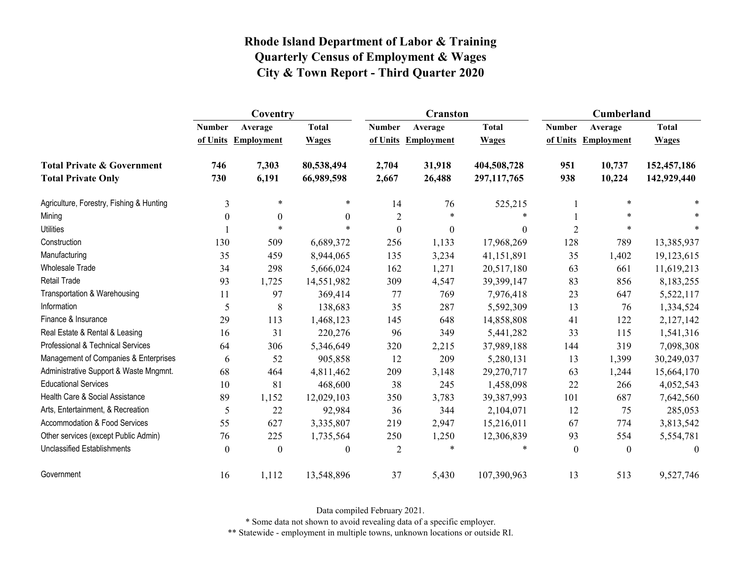# Rhode Island Department of Labor & Training
## Quarterly Census of Employment & Wages
## City & Town Report - Third Quarter 2020

| | Coventry | | | Cranston | | | Cumberland | | |
|---|---|---|---|---|---|---|---|---|---|
| | Number of Units | Average Employment | Total Wages | Number of Units | Average Employment | Total Wages | Number of Units | Average Employment | Total Wages |
| **Total Private & Government** | **746** | **7,303** | **80,538,494** | **2,704** | **31,918** | **404,508,728** | **951** | **10,737** | **152,457,186** |
| **Total Private Only** | **730** | **6,191** | **66,989,598** | **2,667** | **26,488** | **297,117,765** | **938** | **10,224** | **142,929,440** |
| Agriculture, Forestry, Fishing & Hunting | 3 | * | * | 14 | 76 | 525,215 | 1 | * | * |
| Mining | 0 | 0 | 0 | 2 | * | * | 1 | * | * |
| Utilities | 1 | * | * | 0 | 0 | 0 | 2 | * | * |
| Construction | 130 | 509 | 6,689,372 | 256 | 1,133 | 17,968,269 | 128 | 789 | 13,385,937 |
| Manufacturing | 35 | 459 | 8,944,065 | 135 | 3,234 | 41,151,891 | 35 | 1,402 | 19,123,615 |
| Wholesale Trade | 34 | 298 | 5,666,024 | 162 | 1,271 | 20,517,180 | 63 | 661 | 11,619,213 |
| Retail Trade | 93 | 1,725 | 14,551,982 | 309 | 4,547 | 39,399,147 | 83 | 856 | 8,183,255 |
| Transportation & Warehousing | 11 | 97 | 369,414 | 77 | 769 | 7,976,418 | 23 | 647 | 5,522,117 |
| Information | 5 | 8 | 138,683 | 35 | 287 | 5,592,309 | 13 | 76 | 1,334,524 |
| Finance & Insurance | 29 | 113 | 1,468,123 | 145 | 648 | 14,858,808 | 41 | 122 | 2,127,142 |
| Real Estate & Rental & Leasing | 16 | 31 | 220,276 | 96 | 349 | 5,441,282 | 33 | 115 | 1,541,316 |
| Professional & Technical Services | 64 | 306 | 5,346,649 | 320 | 2,215 | 37,989,188 | 144 | 319 | 7,098,308 |
| Management of Companies & Enterprises | 6 | 52 | 905,858 | 12 | 209 | 5,280,131 | 13 | 1,399 | 30,249,037 |
| Administrative Support & Waste Mngmnt. | 68 | 464 | 4,811,462 | 209 | 3,148 | 29,270,717 | 63 | 1,244 | 15,664,170 |
| Educational Services | 10 | 81 | 468,600 | 38 | 245 | 1,458,098 | 22 | 266 | 4,052,543 |
| Health Care & Social Assistance | 89 | 1,152 | 12,029,103 | 350 | 3,783 | 39,387,993 | 101 | 687 | 7,642,560 |
| Arts, Entertainment, & Recreation | 5 | 22 | 92,984 | 36 | 344 | 2,104,071 | 12 | 75 | 285,053 |
| Accommodation & Food Services | 55 | 627 | 3,335,807 | 219 | 2,947 | 15,216,011 | 67 | 774 | 3,813,542 |
| Other services (except Public Admin) | 76 | 225 | 1,735,564 | 250 | 1,250 | 12,306,839 | 93 | 554 | 5,554,781 |
| Unclassified Establishments | 0 | 0 | 0 | 2 | * | * | 0 | 0 | 0 |
| Government | 16 | 1,112 | 13,548,896 | 37 | 5,430 | 107,390,963 | 13 | 513 | 9,527,746 |

Data compiled February 2021.

* Some data not shown to avoid revealing data of a specific employer.

** Statewide - employment in multiple towns, unknown locations or outside RI.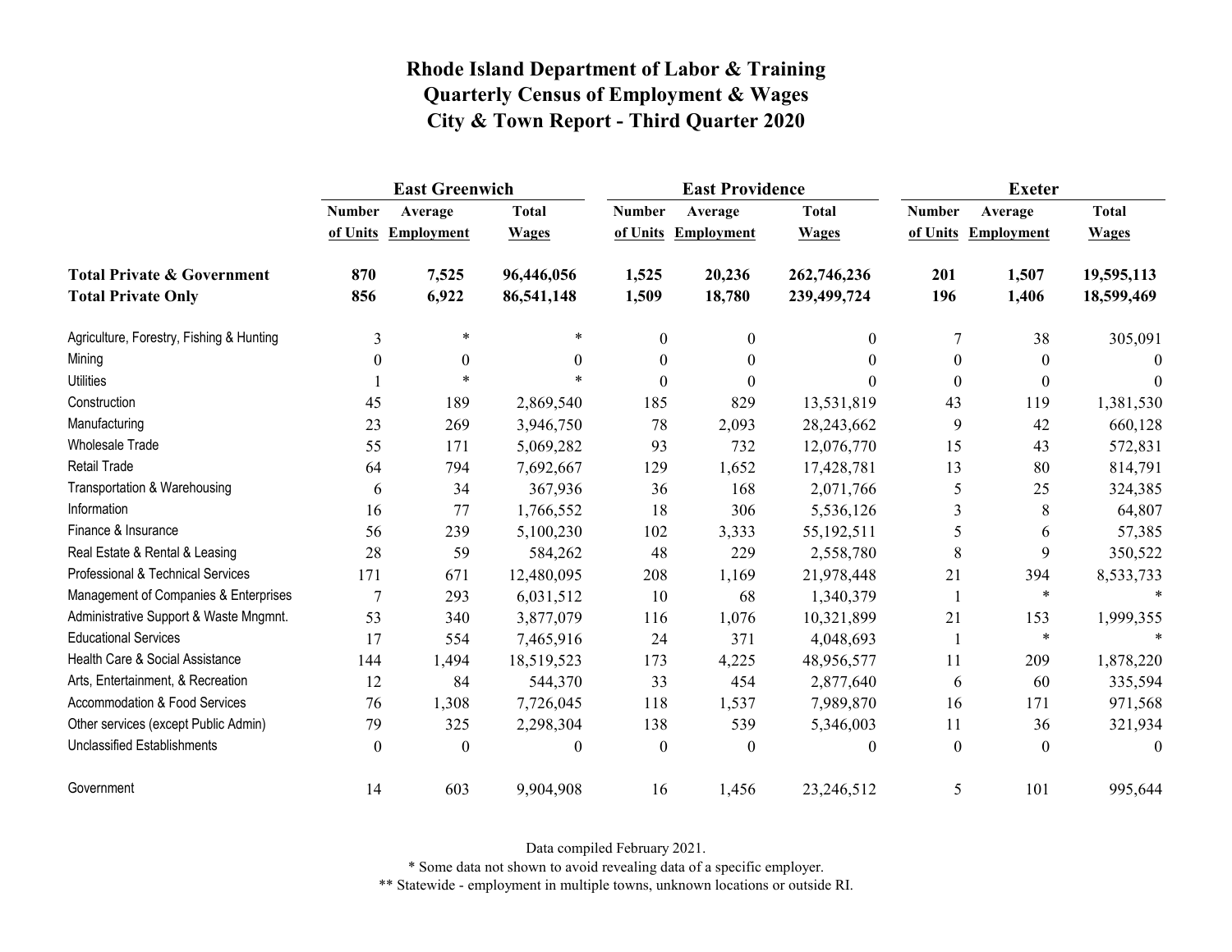# Rhode Island Department of Labor & Training
# Quarterly Census of Employment & Wages
# City & Town Report - Third Quarter 2020

| | East Greenwich | | | East Providence | | | Exeter | | |
|---|---|---|---|---|---|---|---|---|---|
| | Number of Units | Average Employment | Total Wages | Number of Units | Average Employment | Total Wages | Number of Units | Average Employment | Total Wages |
| **Total Private & Government** | **870** | **7,525** | **96,446,056** | **1,525** | **20,236** | **262,746,236** | **201** | **1,507** | **19,595,113** |
| **Total Private Only** | **856** | **6,922** | **86,541,148** | **1,509** | **18,780** | **239,499,724** | **196** | **1,406** | **18,599,469** |
| Agriculture, Forestry, Fishing & Hunting | 3 | * | * | 0 | 0 | 0 | 7 | 38 | 305,091 |
| Mining | 0 | 0 | 0 | 0 | 0 | 0 | 0 | 0 | 0 |
| Utilities | 1 | * | * | 0 | 0 | 0 | 0 | 0 | 0 |
| Construction | 45 | 189 | 2,869,540 | 185 | 829 | 13,531,819 | 43 | 119 | 1,381,530 |
| Manufacturing | 23 | 269 | 3,946,750 | 78 | 2,093 | 28,243,662 | 9 | 42 | 660,128 |
| Wholesale Trade | 55 | 171 | 5,069,282 | 93 | 732 | 12,076,770 | 15 | 43 | 572,831 |
| Retail Trade | 64 | 794 | 7,692,667 | 129 | 1,652 | 17,428,781 | 13 | 80 | 814,791 |
| Transportation & Warehousing | 6 | 34 | 367,936 | 36 | 168 | 2,071,766 | 5 | 25 | 324,385 |
| Information | 16 | 77 | 1,766,552 | 18 | 306 | 5,536,126 | 3 | 8 | 64,807 |
| Finance & Insurance | 56 | 239 | 5,100,230 | 102 | 3,333 | 55,192,511 | 5 | 6 | 57,385 |
| Real Estate & Rental & Leasing | 28 | 59 | 584,262 | 48 | 229 | 2,558,780 | 8 | 9 | 350,522 |
| Professional & Technical Services | 171 | 671 | 12,480,095 | 208 | 1,169 | 21,978,448 | 21 | 394 | 8,533,733 |
| Management of Companies & Enterprises | 7 | 293 | 6,031,512 | 10 | 68 | 1,340,379 | 1 | * | * |
| Administrative Support & Waste Mngmnt. | 53 | 340 | 3,877,079 | 116 | 1,076 | 10,321,899 | 21 | 153 | 1,999,355 |
| Educational Services | 17 | 554 | 7,465,916 | 24 | 371 | 4,048,693 | 1 | * | * |
| Health Care & Social Assistance | 144 | 1,494 | 18,519,523 | 173 | 4,225 | 48,956,577 | 11 | 209 | 1,878,220 |
| Arts, Entertainment, & Recreation | 12 | 84 | 544,370 | 33 | 454 | 2,877,640 | 6 | 60 | 335,594 |
| Accommodation & Food Services | 76 | 1,308 | 7,726,045 | 118 | 1,537 | 7,989,870 | 16 | 171 | 971,568 |
| Other services (except Public Admin) | 79 | 325 | 2,298,304 | 138 | 539 | 5,346,003 | 11 | 36 | 321,934 |
| Unclassified Establishments | 0 | 0 | 0 | 0 | 0 | 0 | 0 | 0 | 0 |
| Government | 14 | 603 | 9,904,908 | 16 | 1,456 | 23,246,512 | 5 | 101 | 995,644 |

Data compiled February 2021.

* Some data not shown to avoid revealing data of a specific employer.

** Statewide - employment in multiple towns, unknown locations or outside RI.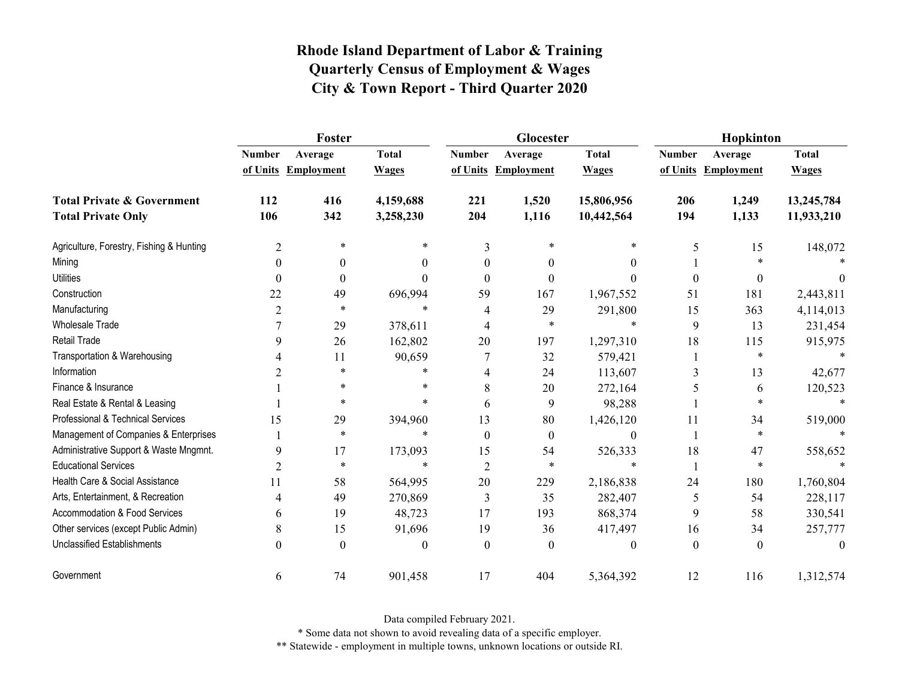# Rhode Island Department of Labor & Training
# Quarterly Census of Employment & Wages
# City & Town Report - Third Quarter 2020

| | Foster | | | Glocester | | | Hopkinton | | |
|---|---|---|---|---|---|---|---|---|---|
| | Number of Units | Average Employment | Total Wages | Number of Units | Average Employment | Total Wages | Number of Units | Average Employment | Total Wages |
| **Total Private & Government** | **112** | **416** | **4,159,688** | **221** | **1,520** | **15,806,956** | **206** | **1,249** | **13,245,784** |
| **Total Private Only** | **106** | **342** | **3,258,230** | **204** | **1,116** | **10,442,564** | **194** | **1,133** | **11,933,210** |
| Agriculture, Forestry, Fishing & Hunting | 2 | * | * | 3 | * | * | 5 | 15 | 148,072 |
| Mining | 0 | 0 | 0 | 0 | 0 | 0 | 1 | * | * |
| Utilities | 0 | 0 | 0 | 0 | 0 | 0 | 0 | 0 | 0 |
| Construction | 22 | 49 | 696,994 | 59 | 167 | 1,967,552 | 51 | 181 | 2,443,811 |
| Manufacturing | 2 | * | * | 4 | 29 | 291,800 | 15 | 363 | 4,114,013 |
| Wholesale Trade | 7 | 29 | 378,611 | 4 | * | * | 9 | 13 | 231,454 |
| Retail Trade | 9 | 26 | 162,802 | 20 | 197 | 1,297,310 | 18 | 115 | 915,975 |
| Transportation & Warehousing | 4 | 11 | 90,659 | 7 | 32 | 579,421 | 1 | * | * |
| Information | 2 | * | * | 4 | 24 | 113,607 | 3 | 13 | 42,677 |
| Finance & Insurance | 1 | * | * | 8 | 20 | 272,164 | 5 | 6 | 120,523 |
| Real Estate & Rental & Leasing | 1 | * | * | 6 | 9 | 98,288 | 1 | * | * |
| Professional & Technical Services | 15 | 29 | 394,960 | 13 | 80 | 1,426,120 | 11 | 34 | 519,000 |
| Management of Companies & Enterprises | 1 | * | * | 0 | 0 | 0 | 1 | * | * |
| Administrative Support & Waste Mngmnt. | 9 | 17 | 173,093 | 15 | 54 | 526,333 | 18 | 47 | 558,652 |
| Educational Services | 2 | * | * | 2 | * | * | 1 | * | * |
| Health Care & Social Assistance | 11 | 58 | 564,995 | 20 | 229 | 2,186,838 | 24 | 180 | 1,760,804 |
| Arts, Entertainment, & Recreation | 4 | 49 | 270,869 | 3 | 35 | 282,407 | 5 | 54 | 228,117 |
| Accommodation & Food Services | 6 | 19 | 48,723 | 17 | 193 | 868,374 | 9 | 58 | 330,541 |
| Other services (except Public Admin) | 8 | 15 | 91,696 | 19 | 36 | 417,497 | 16 | 34 | 257,777 |
| Unclassified Establishments | 0 | 0 | 0 | 0 | 0 | 0 | 0 | 0 | 0 |
| Government | 6 | 74 | 901,458 | 17 | 404 | 5,364,392 | 12 | 116 | 1,312,574 |

Data compiled February 2021.

* Some data not shown to avoid revealing data of a specific employer.

** Statewide - employment in multiple towns, unknown locations or outside RI.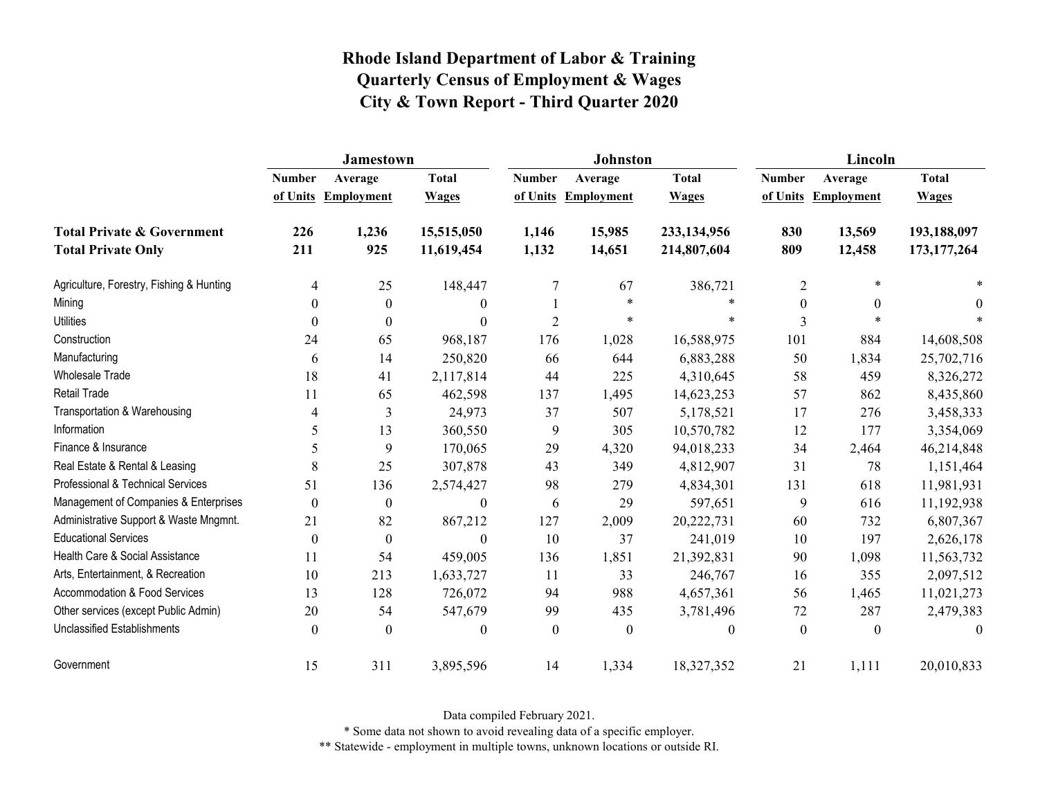# Rhode Island Department of Labor & Training
# Quarterly Census of Employment & Wages
# City & Town Report - Third Quarter 2020

| | Jamestown | | | Johnston | | | Lincoln | | |
|---|---|---|---|---|---|---|---|---|---|
| | Number of Units | Average Employment | Total Wages | Number of Units | Average Employment | Total Wages | Number of Units | Average Employment | Total Wages |
| **Total Private & Government** | **226** | **1,236** | **15,515,050** | **1,146** | **15,985** | **233,134,956** | **830** | **13,569** | **193,188,097** |
| **Total Private Only** | **211** | **925** | **11,619,454** | **1,132** | **14,651** | **214,807,604** | **809** | **12,458** | **173,177,264** |
| Agriculture, Forestry, Fishing & Hunting | 4 | 25 | 148,447 | 7 | 67 | 386,721 | 2 | * | * |
| Mining | 0 | 0 | 0 | 1 | * | * | 0 | 0 | 0 |
| Utilities | 0 | 0 | 0 | 2 | * | * | 3 | * | * |
| Construction | 24 | 65 | 968,187 | 176 | 1,028 | 16,588,975 | 101 | 884 | 14,608,508 |
| Manufacturing | 6 | 14 | 250,820 | 66 | 644 | 6,883,288 | 50 | 1,834 | 25,702,716 |
| Wholesale Trade | 18 | 41 | 2,117,814 | 44 | 225 | 4,310,645 | 58 | 459 | 8,326,272 |
| Retail Trade | 11 | 65 | 462,598 | 137 | 1,495 | 14,623,253 | 57 | 862 | 8,435,860 |
| Transportation & Warehousing | 4 | 3 | 24,973 | 37 | 507 | 5,178,521 | 17 | 276 | 3,458,333 |
| Information | 5 | 13 | 360,550 | 9 | 305 | 10,570,782 | 12 | 177 | 3,354,069 |
| Finance & Insurance | 5 | 9 | 170,065 | 29 | 4,320 | 94,018,233 | 34 | 2,464 | 46,214,848 |
| Real Estate & Rental & Leasing | 8 | 25 | 307,878 | 43 | 349 | 4,812,907 | 31 | 78 | 1,151,464 |
| Professional & Technical Services | 51 | 136 | 2,574,427 | 98 | 279 | 4,834,301 | 131 | 618 | 11,981,931 |
| Management of Companies & Enterprises | 0 | 0 | 0 | 6 | 29 | 597,651 | 9 | 616 | 11,192,938 |
| Administrative Support & Waste Mngmnt. | 21 | 82 | 867,212 | 127 | 2,009 | 20,222,731 | 60 | 732 | 6,807,367 |
| Educational Services | 0 | 0 | 0 | 10 | 37 | 241,019 | 10 | 197 | 2,626,178 |
| Health Care & Social Assistance | 11 | 54 | 459,005 | 136 | 1,851 | 21,392,831 | 90 | 1,098 | 11,563,732 |
| Arts, Entertainment, & Recreation | 10 | 213 | 1,633,727 | 11 | 33 | 246,767 | 16 | 355 | 2,097,512 |
| Accommodation & Food Services | 13 | 128 | 726,072 | 94 | 988 | 4,657,361 | 56 | 1,465 | 11,021,273 |
| Other services (except Public Admin) | 20 | 54 | 547,679 | 99 | 435 | 3,781,496 | 72 | 287 | 2,479,383 |
| Unclassified Establishments | 0 | 0 | 0 | 0 | 0 | 0 | 0 | 0 | 0 |
| Government | 15 | 311 | 3,895,596 | 14 | 1,334 | 18,327,352 | 21 | 1,111 | 20,010,833 |

Data compiled February 2021.

* Some data not shown to avoid revealing data of a specific employer.

** Statewide - employment in multiple towns, unknown locations or outside RI.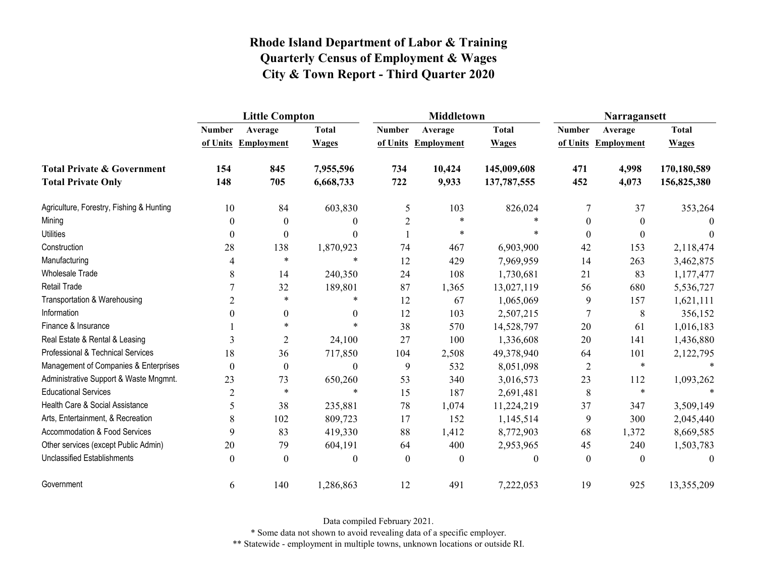# Rhode Island Department of Labor & Training
# Quarterly Census of Employment & Wages
# City & Town Report - Third Quarter 2020

| | Little Compton | | | Middletown | | | Narragansett | | |
|---|---|---|---|---|---|---|---|---|---|
| | Number of Units | Average Employment | Total Wages | Number of Units | Average Employment | Total Wages | Number of Units | Average Employment | Total Wages |
| **Total Private & Government** | **154** | **845** | **7,955,596** | **734** | **10,424** | **145,009,608** | **471** | **4,998** | **170,180,589** |
| **Total Private Only** | **148** | **705** | **6,668,733** | **722** | **9,933** | **137,787,555** | **452** | **4,073** | **156,825,380** |
| Agriculture, Forestry, Fishing & Hunting | 10 | 84 | 603,830 | 5 | 103 | 826,024 | 7 | 37 | 353,264 |
| Mining | 0 | 0 | 0 | 2 | * | * | 0 | 0 | 0 |
| Utilities | 0 | 0 | 0 | 1 | * | * | 0 | 0 | 0 |
| Construction | 28 | 138 | 1,870,923 | 74 | 467 | 6,903,900 | 42 | 153 | 2,118,474 |
| Manufacturing | 4 | * | * | 12 | 429 | 7,969,959 | 14 | 263 | 3,462,875 |
| Wholesale Trade | 8 | 14 | 240,350 | 24 | 108 | 1,730,681 | 21 | 83 | 1,177,477 |
| Retail Trade | 7 | 32 | 189,801 | 87 | 1,365 | 13,027,119 | 56 | 680 | 5,536,727 |
| Transportation & Warehousing | 2 | * | * | 12 | 67 | 1,065,069 | 9 | 157 | 1,621,111 |
| Information | 0 | 0 | 0 | 12 | 103 | 2,507,215 | 7 | 8 | 356,152 |
| Finance & Insurance | 1 | * | * | 38 | 570 | 14,528,797 | 20 | 61 | 1,016,183 |
| Real Estate & Rental & Leasing | 3 | 2 | 24,100 | 27 | 100 | 1,336,608 | 20 | 141 | 1,436,880 |
| Professional & Technical Services | 18 | 36 | 717,850 | 104 | 2,508 | 49,378,940 | 64 | 101 | 2,122,795 |
| Management of Companies & Enterprises | 0 | 0 | 0 | 9 | 532 | 8,051,098 | 2 | * | * |
| Administrative Support & Waste Mngmnt. | 23 | 73 | 650,260 | 53 | 340 | 3,016,573 | 23 | 112 | 1,093,262 |
| Educational Services | 2 | * | * | 15 | 187 | 2,691,481 | 8 | * | * |
| Health Care & Social Assistance | 5 | 38 | 235,881 | 78 | 1,074 | 11,224,219 | 37 | 347 | 3,509,149 |
| Arts, Entertainment, & Recreation | 8 | 102 | 809,723 | 17 | 152 | 1,145,514 | 9 | 300 | 2,045,440 |
| Accommodation & Food Services | 9 | 83 | 419,330 | 88 | 1,412 | 8,772,903 | 68 | 1,372 | 8,669,585 |
| Other services (except Public Admin) | 20 | 79 | 604,191 | 64 | 400 | 2,953,965 | 45 | 240 | 1,503,783 |
| Unclassified Establishments | 0 | 0 | 0 | 0 | 0 | 0 | 0 | 0 | 0 |
| Government | 6 | 140 | 1,286,863 | 12 | 491 | 7,222,053 | 19 | 925 | 13,355,209 |

Data compiled February 2021.

* Some data not shown to avoid revealing data of a specific employer.

** Statewide - employment in multiple towns, unknown locations or outside RI.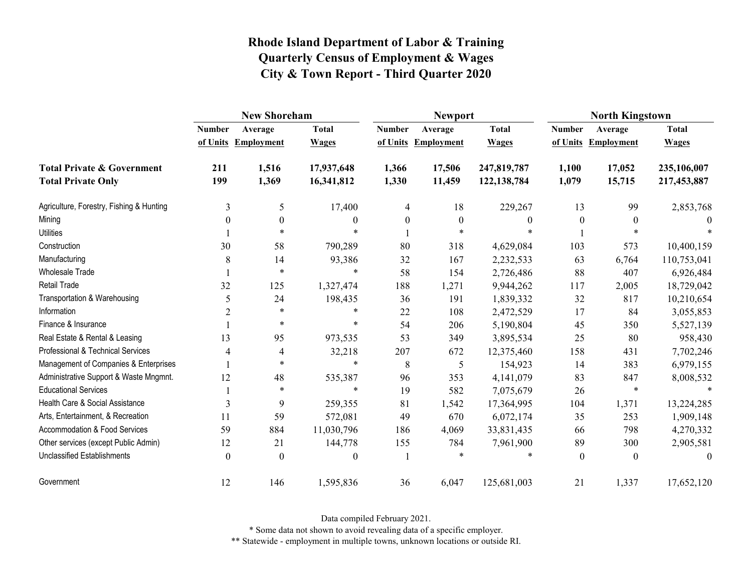# Rhode Island Department of Labor & Training
## Quarterly Census of Employment & Wages
## City & Town Report - Third Quarter 2020

| | New Shoreham | | | Newport | | | North Kingstown | | |
|---|---|---|---|---|---|---|---|---|---|
| | Number of Units | Average Employment | Total Wages | Number of Units | Average Employment | Total Wages | Number of Units | Average Employment | Total Wages |
| **Total Private & Government** | **211** | **1,516** | **17,937,648** | **1,366** | **17,506** | **247,819,787** | **1,100** | **17,052** | **235,106,007** |
| **Total Private Only** | **199** | **1,369** | **16,341,812** | **1,330** | **11,459** | **122,138,784** | **1,079** | **15,715** | **217,453,887** |
| Agriculture, Forestry, Fishing & Hunting | 3 | 5 | 17,400 | 4 | 18 | 229,267 | 13 | 99 | 2,853,768 |
| Mining | 0 | 0 | 0 | 0 | 0 | 0 | 0 | 0 | 0 |
| Utilities | 1 | * | * | 1 | * | * | 1 | * | * |
| Construction | 30 | 58 | 790,289 | 80 | 318 | 4,629,084 | 103 | 573 | 10,400,159 |
| Manufacturing | 8 | 14 | 93,386 | 32 | 167 | 2,232,533 | 63 | 6,764 | 110,753,041 |
| Wholesale Trade | 1 | * | * | 58 | 154 | 2,726,486 | 88 | 407 | 6,926,484 |
| Retail Trade | 32 | 125 | 1,327,474 | 188 | 1,271 | 9,944,262 | 117 | 2,005 | 18,729,042 |
| Transportation & Warehousing | 5 | 24 | 198,435 | 36 | 191 | 1,839,332 | 32 | 817 | 10,210,654 |
| Information | 2 | * | * | 22 | 108 | 2,472,529 | 17 | 84 | 3,055,853 |
| Finance & Insurance | 1 | * | * | 54 | 206 | 5,190,804 | 45 | 350 | 5,527,139 |
| Real Estate & Rental & Leasing | 13 | 95 | 973,535 | 53 | 349 | 3,895,534 | 25 | 80 | 958,430 |
| Professional & Technical Services | 4 | 4 | 32,218 | 207 | 672 | 12,375,460 | 158 | 431 | 7,702,246 |
| Management of Companies & Enterprises | 1 | * | * | 8 | 5 | 154,923 | 14 | 383 | 6,979,155 |
| Administrative Support & Waste Mngmnt. | 12 | 48 | 535,387 | 96 | 353 | 4,141,079 | 83 | 847 | 8,008,532 |
| Educational Services | 1 | * | * | 19 | 582 | 7,075,679 | 26 | * | * |
| Health Care & Social Assistance | 3 | 9 | 259,355 | 81 | 1,542 | 17,364,995 | 104 | 1,371 | 13,224,285 |
| Arts, Entertainment, & Recreation | 11 | 59 | 572,081 | 49 | 670 | 6,072,174 | 35 | 253 | 1,909,148 |
| Accommodation & Food Services | 59 | 884 | 11,030,796 | 186 | 4,069 | 33,831,435 | 66 | 798 | 4,270,332 |
| Other services (except Public Admin) | 12 | 21 | 144,778 | 155 | 784 | 7,961,900 | 89 | 300 | 2,905,581 |
| Unclassified Establishments | 0 | 0 | 0 | 1 | * | * | 0 | 0 | 0 |
| Government | 12 | 146 | 1,595,836 | 36 | 6,047 | 125,681,003 | 21 | 1,337 | 17,652,120 |

Data compiled February 2021.

* Some data not shown to avoid revealing data of a specific employer.

** Statewide - employment in multiple towns, unknown locations or outside RI.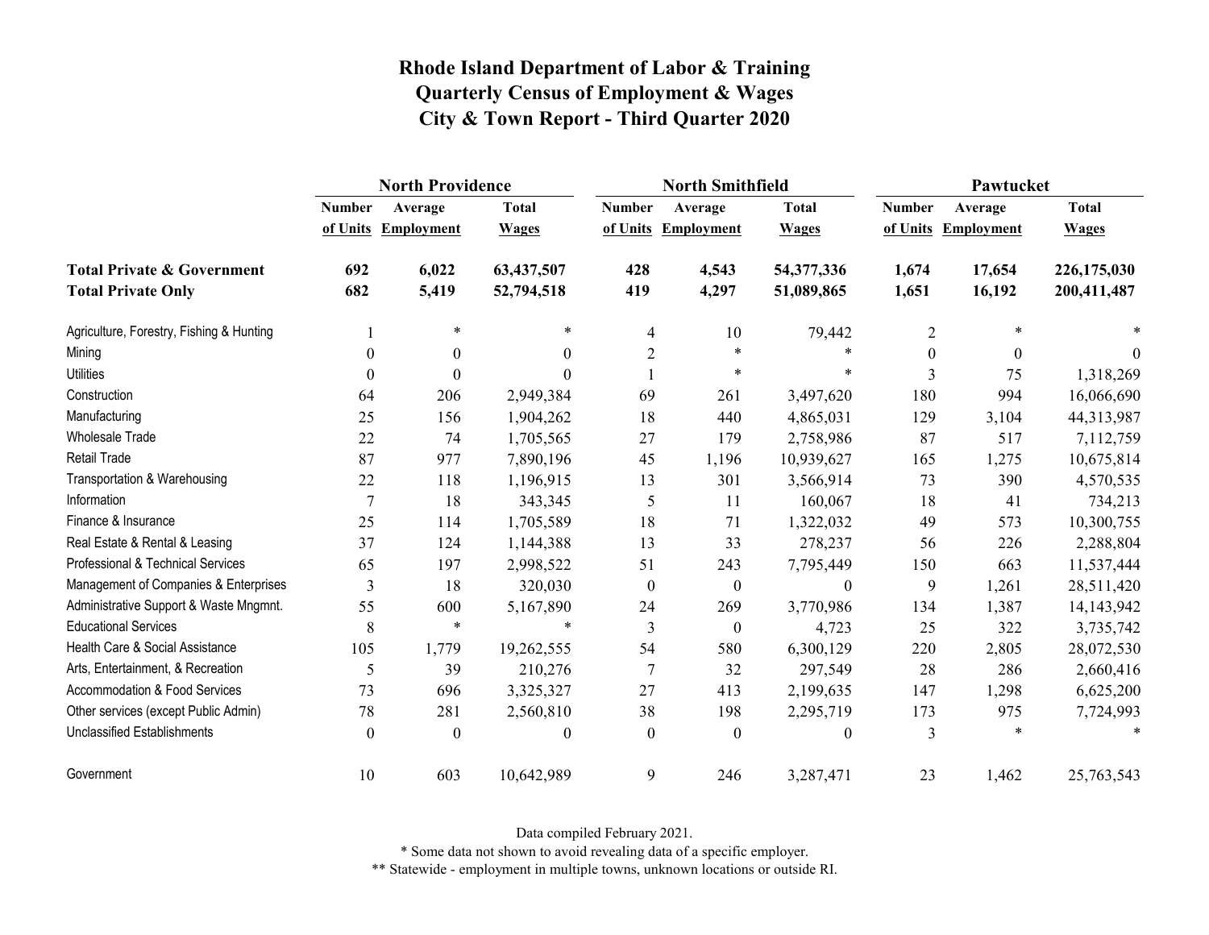# Rhode Island Department of Labor & Training
# Quarterly Census of Employment & Wages
# City & Town Report - Third Quarter 2020

| | North Providence | | | North Smithfield | | | Pawtucket | | |
|---|---|---|---|---|---|---|---|---|---|
| | Number of Units | Average Employment | Total Wages | Number of Units | Average Employment | Total Wages | Number of Units | Average Employment | Total Wages |
| **Total Private & Government** | **692** | **6,022** | **63,437,507** | **428** | **4,543** | **54,377,336** | **1,674** | **17,654** | **226,175,030** |
| **Total Private Only** | **682** | **5,419** | **52,794,518** | **419** | **4,297** | **51,089,865** | **1,651** | **16,192** | **200,411,487** |
| Agriculture, Forestry, Fishing & Hunting | 1 | * | * | 4 | 10 | 79,442 | 2 | * | * |
| Mining | 0 | 0 | 0 | 2 | * | * | 0 | 0 | 0 |
| Utilities | 0 | 0 | 0 | 1 | * | * | 3 | 75 | 1,318,269 |
| Construction | 64 | 206 | 2,949,384 | 69 | 261 | 3,497,620 | 180 | 994 | 16,066,690 |
| Manufacturing | 25 | 156 | 1,904,262 | 18 | 440 | 4,865,031 | 129 | 3,104 | 44,313,987 |
| Wholesale Trade | 22 | 74 | 1,705,565 | 27 | 179 | 2,758,986 | 87 | 517 | 7,112,759 |
| Retail Trade | 87 | 977 | 7,890,196 | 45 | 1,196 | 10,939,627 | 165 | 1,275 | 10,675,814 |
| Transportation & Warehousing | 22 | 118 | 1,196,915 | 13 | 301 | 3,566,914 | 73 | 390 | 4,570,535 |
| Information | 7 | 18 | 343,345 | 5 | 11 | 160,067 | 18 | 41 | 734,213 |
| Finance & Insurance | 25 | 114 | 1,705,589 | 18 | 71 | 1,322,032 | 49 | 573 | 10,300,755 |
| Real Estate & Rental & Leasing | 37 | 124 | 1,144,388 | 13 | 33 | 278,237 | 56 | 226 | 2,288,804 |
| Professional & Technical Services | 65 | 197 | 2,998,522 | 51 | 243 | 7,795,449 | 150 | 663 | 11,537,444 |
| Management of Companies & Enterprises | 3 | 18 | 320,030 | 0 | 0 | 0 | 9 | 1,261 | 28,511,420 |
| Administrative Support & Waste Mngmnt. | 55 | 600 | 5,167,890 | 24 | 269 | 3,770,986 | 134 | 1,387 | 14,143,942 |
| Educational Services | 8 | * | * | 3 | 0 | 4,723 | 25 | 322 | 3,735,742 |
| Health Care & Social Assistance | 105 | 1,779 | 19,262,555 | 54 | 580 | 6,300,129 | 220 | 2,805 | 28,072,530 |
| Arts, Entertainment, & Recreation | 5 | 39 | 210,276 | 7 | 32 | 297,549 | 28 | 286 | 2,660,416 |
| Accommodation & Food Services | 73 | 696 | 3,325,327 | 27 | 413 | 2,199,635 | 147 | 1,298 | 6,625,200 |
| Other services (except Public Admin) | 78 | 281 | 2,560,810 | 38 | 198 | 2,295,719 | 173 | 975 | 7,724,993 |
| Unclassified Establishments | 0 | 0 | 0 | 0 | 0 | 0 | 3 | * | * |
| Government | 10 | 603 | 10,642,989 | 9 | 246 | 3,287,471 | 23 | 1,462 | 25,763,543 |

Data compiled February 2021.

* Some data not shown to avoid revealing data of a specific employer.

** Statewide - employment in multiple towns, unknown locations or outside RI.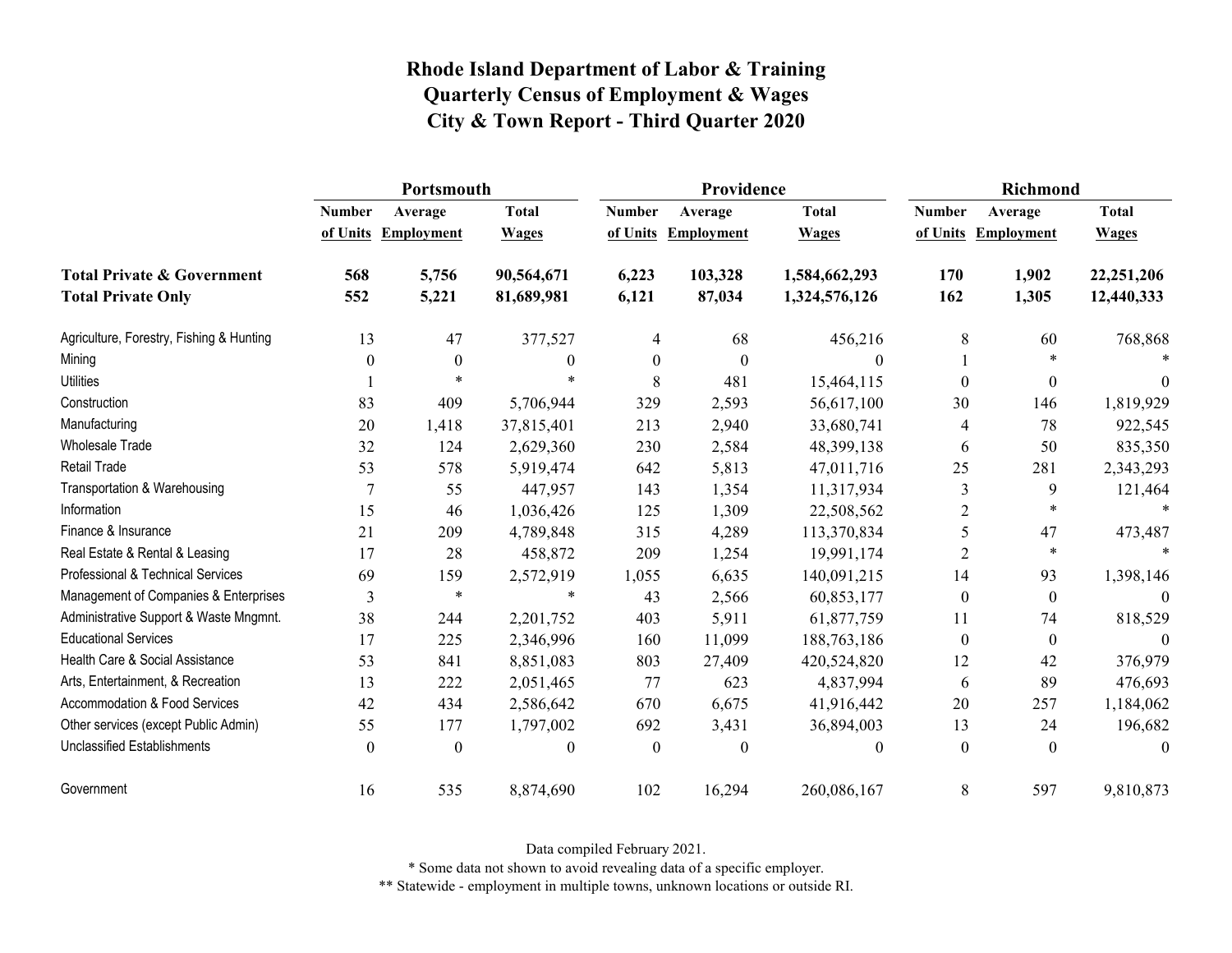# Rhode Island Department of Labor & Training
# Quarterly Census of Employment & Wages
# City & Town Report - Third Quarter 2020

| | Portsmouth | | | Providence | | | Richmond | | |
|---|---|---|---|---|---|---|---|---|---|
| | Number of Units | Average Employment | Total Wages | Number of Units | Average Employment | Total Wages | Number of Units | Average Employment | Total Wages |
| **Total Private & Government** | **568** | **5,756** | **90,564,671** | **6,223** | **103,328** | **1,584,662,293** | **170** | **1,902** | **22,251,206** |
| **Total Private Only** | **552** | **5,221** | **81,689,981** | **6,121** | **87,034** | **1,324,576,126** | **162** | **1,305** | **12,440,333** |
| Agriculture, Forestry, Fishing & Hunting | 13 | 47 | 377,527 | 4 | 68 | 456,216 | 8 | 60 | 768,868 |
| Mining | 0 | 0 | 0 | 0 | 0 | 0 | 1 | * | * |
| Utilities | 1 | * | * | 8 | 481 | 15,464,115 | 0 | 0 | 0 |
| Construction | 83 | 409 | 5,706,944 | 329 | 2,593 | 56,617,100 | 30 | 146 | 1,819,929 |
| Manufacturing | 20 | 1,418 | 37,815,401 | 213 | 2,940 | 33,680,741 | 4 | 78 | 922,545 |
| Wholesale Trade | 32 | 124 | 2,629,360 | 230 | 2,584 | 48,399,138 | 6 | 50 | 835,350 |
| Retail Trade | 53 | 578 | 5,919,474 | 642 | 5,813 | 47,011,716 | 25 | 281 | 2,343,293 |
| Transportation & Warehousing | 7 | 55 | 447,957 | 143 | 1,354 | 11,317,934 | 3 | 9 | 121,464 |
| Information | 15 | 46 | 1,036,426 | 125 | 1,309 | 22,508,562 | 2 | * | * |
| Finance & Insurance | 21 | 209 | 4,789,848 | 315 | 4,289 | 113,370,834 | 5 | 47 | 473,487 |
| Real Estate & Rental & Leasing | 17 | 28 | 458,872 | 209 | 1,254 | 19,991,174 | 2 | * | * |
| Professional & Technical Services | 69 | 159 | 2,572,919 | 1,055 | 6,635 | 140,091,215 | 14 | 93 | 1,398,146 |
| Management of Companies & Enterprises | 3 | * | * | 43 | 2,566 | 60,853,177 | 0 | 0 | 0 |
| Administrative Support & Waste Mngmnt. | 38 | 244 | 2,201,752 | 403 | 5,911 | 61,877,759 | 11 | 74 | 818,529 |
| Educational Services | 17 | 225 | 2,346,996 | 160 | 11,099 | 188,763,186 | 0 | 0 | 0 |
| Health Care & Social Assistance | 53 | 841 | 8,851,083 | 803 | 27,409 | 420,524,820 | 12 | 42 | 376,979 |
| Arts, Entertainment, & Recreation | 13 | 222 | 2,051,465 | 77 | 623 | 4,837,994 | 6 | 89 | 476,693 |
| Accommodation & Food Services | 42 | 434 | 2,586,642 | 670 | 6,675 | 41,916,442 | 20 | 257 | 1,184,062 |
| Other services (except Public Admin) | 55 | 177 | 1,797,002 | 692 | 3,431 | 36,894,003 | 13 | 24 | 196,682 |
| Unclassified Establishments | 0 | 0 | 0 | 0 | 0 | 0 | 0 | 0 | 0 |
| Government | 16 | 535 | 8,874,690 | 102 | 16,294 | 260,086,167 | 8 | 597 | 9,810,873 |

Data compiled February 2021.

* Some data not shown to avoid revealing data of a specific employer.

** Statewide - employment in multiple towns, unknown locations or outside RI.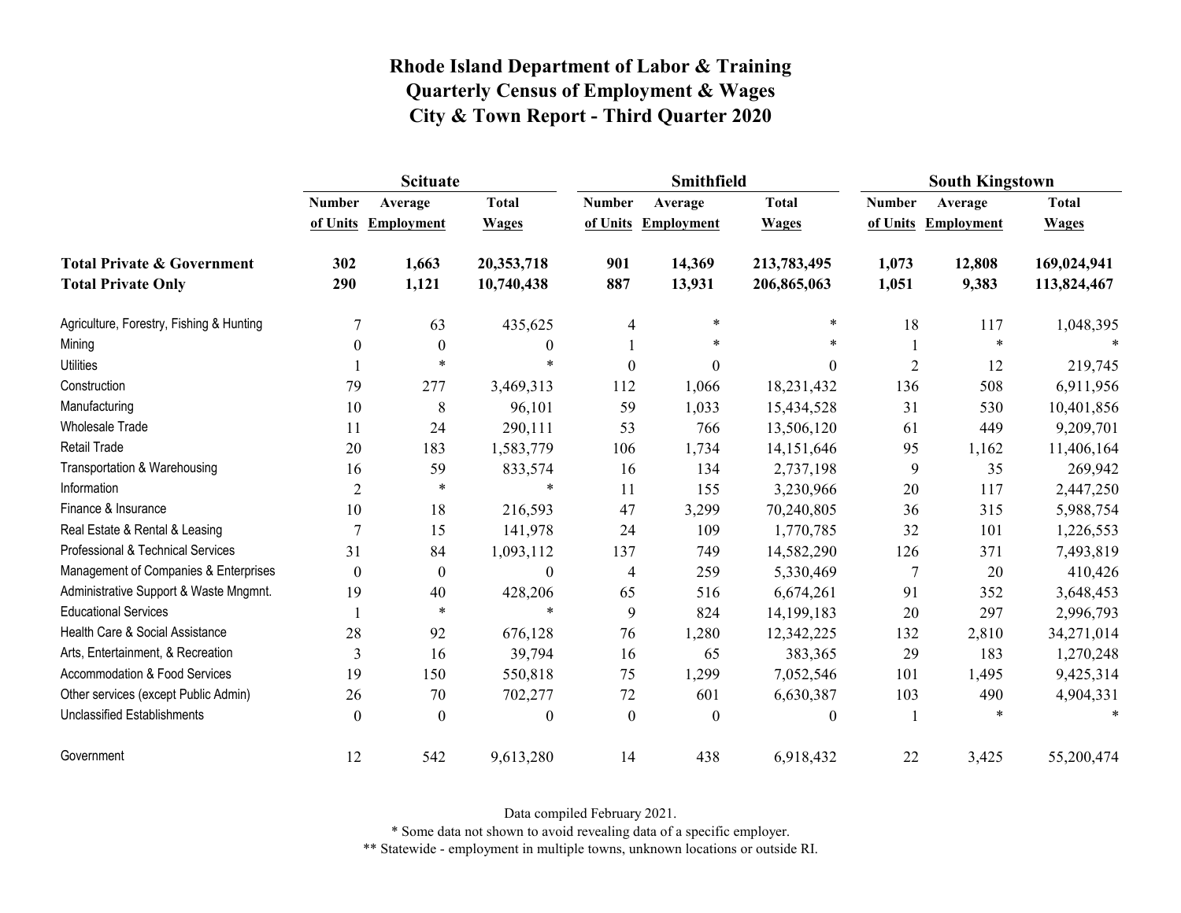# Rhode Island Department of Labor & Training
## Quarterly Census of Employment & Wages
## City & Town Report - Third Quarter 2020

| | Scituate | | | Smithfield | | | South Kingstown | | |
|---|---|---|---|---|---|---|---|---|---|
| | Number of Units | Average Employment | Total Wages | Number of Units | Average Employment | Total Wages | Number of Units | Average Employment | Total Wages |
| **Total Private & Government** | **302** | **1,663** | **20,353,718** | **901** | **14,369** | **213,783,495** | **1,073** | **12,808** | **169,024,941** |
| **Total Private Only** | **290** | **1,121** | **10,740,438** | **887** | **13,931** | **206,865,063** | **1,051** | **9,383** | **113,824,467** |
| Agriculture, Forestry, Fishing & Hunting | 7 | 63 | 435,625 | 4 | * | * | 18 | 117 | 1,048,395 |
| Mining | 0 | 0 | 0 | 1 | * | * | 1 | * | * |
| Utilities | 1 | * | * | 0 | 0 | 0 | 2 | 12 | 219,745 |
| Construction | 79 | 277 | 3,469,313 | 112 | 1,066 | 18,231,432 | 136 | 508 | 6,911,956 |
| Manufacturing | 10 | 8 | 96,101 | 59 | 1,033 | 15,434,528 | 31 | 530 | 10,401,856 |
| Wholesale Trade | 11 | 24 | 290,111 | 53 | 766 | 13,506,120 | 61 | 449 | 9,209,701 |
| Retail Trade | 20 | 183 | 1,583,779 | 106 | 1,734 | 14,151,646 | 95 | 1,162 | 11,406,164 |
| Transportation & Warehousing | 16 | 59 | 833,574 | 16 | 134 | 2,737,198 | 9 | 35 | 269,942 |
| Information | 2 | * | * | 11 | 155 | 3,230,966 | 20 | 117 | 2,447,250 |
| Finance & Insurance | 10 | 18 | 216,593 | 47 | 3,299 | 70,240,805 | 36 | 315 | 5,988,754 |
| Real Estate & Rental & Leasing | 7 | 15 | 141,978 | 24 | 109 | 1,770,785 | 32 | 101 | 1,226,553 |
| Professional & Technical Services | 31 | 84 | 1,093,112 | 137 | 749 | 14,582,290 | 126 | 371 | 7,493,819 |
| Management of Companies & Enterprises | 0 | 0 | 0 | 4 | 259 | 5,330,469 | 7 | 20 | 410,426 |
| Administrative Support & Waste Mngmnt. | 19 | 40 | 428,206 | 65 | 516 | 6,674,261 | 91 | 352 | 3,648,453 |
| Educational Services | 1 | * | * | 9 | 824 | 14,199,183 | 20 | 297 | 2,996,793 |
| Health Care & Social Assistance | 28 | 92 | 676,128 | 76 | 1,280 | 12,342,225 | 132 | 2,810 | 34,271,014 |
| Arts, Entertainment, & Recreation | 3 | 16 | 39,794 | 16 | 65 | 383,365 | 29 | 183 | 1,270,248 |
| Accommodation & Food Services | 19 | 150 | 550,818 | 75 | 1,299 | 7,052,546 | 101 | 1,495 | 9,425,314 |
| Other services (except Public Admin) | 26 | 70 | 702,277 | 72 | 601 | 6,630,387 | 103 | 490 | 4,904,331 |
| Unclassified Establishments | 0 | 0 | 0 | 0 | 0 | 0 | 1 | * | * |
| Government | 12 | 542 | 9,613,280 | 14 | 438 | 6,918,432 | 22 | 3,425 | 55,200,474 |

Data compiled February 2021.

* Some data not shown to avoid revealing data of a specific employer.

** Statewide - employment in multiple towns, unknown locations or outside RI.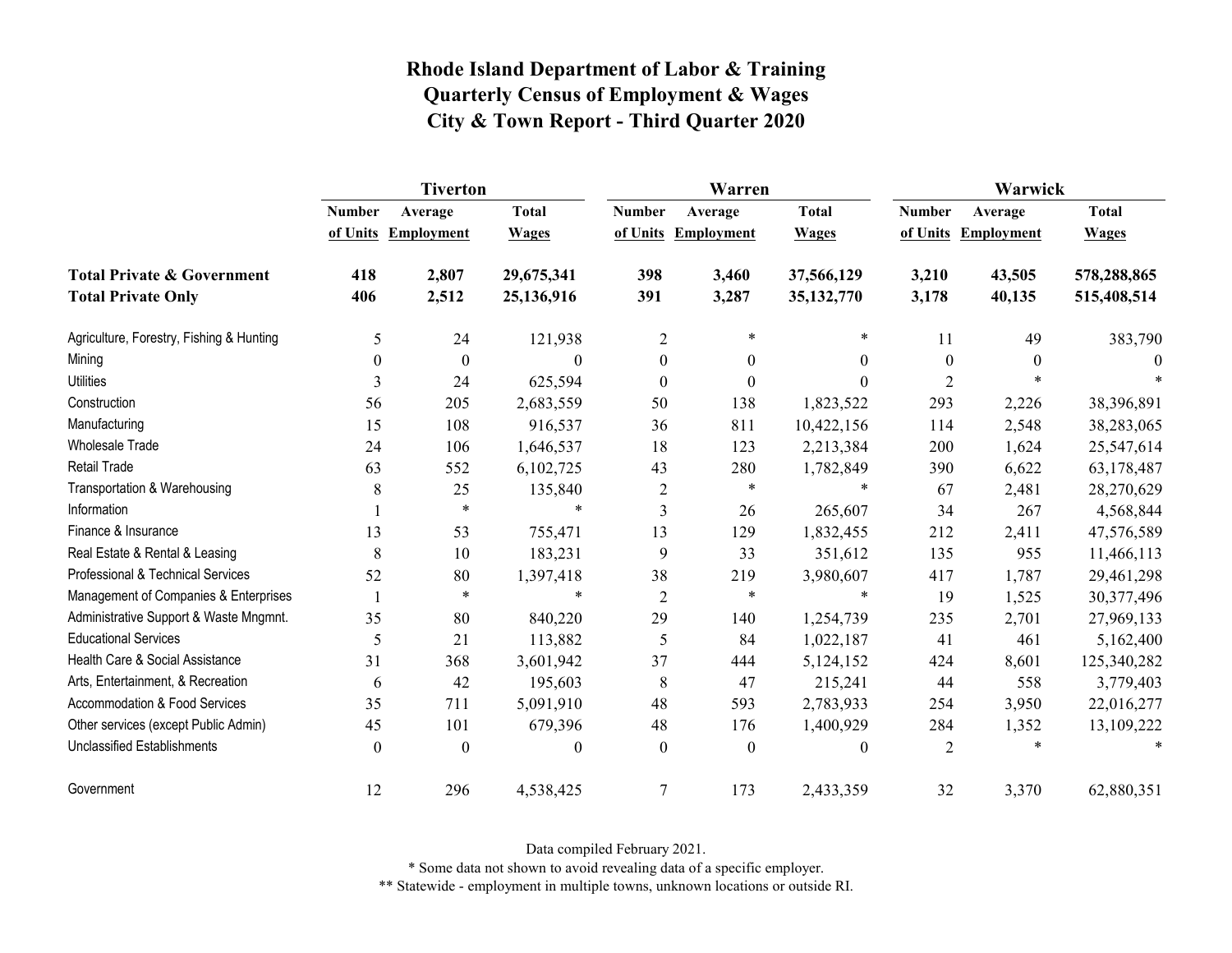# Rhode Island Department of Labor & Training
# Quarterly Census of Employment & Wages
# City & Town Report - Third Quarter 2020

| | Tiverton | | | Warren | | | Warwick | | |
|---|---|---|---|---|---|---|---|---|---|
| | Number of Units | Average Employment | Total Wages | Number of Units | Average Employment | Total Wages | Number of Units | Average Employment | Total Wages |
| **Total Private & Government** | **418** | **2,807** | **29,675,341** | **398** | **3,460** | **37,566,129** | **3,210** | **43,505** | **578,288,865** |
| **Total Private Only** | **406** | **2,512** | **25,136,916** | **391** | **3,287** | **35,132,770** | **3,178** | **40,135** | **515,408,514** |
| Agriculture, Forestry, Fishing & Hunting | 5 | 24 | 121,938 | 2 | * | * | 11 | 49 | 383,790 |
| Mining | 0 | 0 | 0 | 0 | 0 | 0 | 0 | 0 | 0 |
| Utilities | 3 | 24 | 625,594 | 0 | 0 | 0 | 2 | * | * |
| Construction | 56 | 205 | 2,683,559 | 50 | 138 | 1,823,522 | 293 | 2,226 | 38,396,891 |
| Manufacturing | 15 | 108 | 916,537 | 36 | 811 | 10,422,156 | 114 | 2,548 | 38,283,065 |
| Wholesale Trade | 24 | 106 | 1,646,537 | 18 | 123 | 2,213,384 | 200 | 1,624 | 25,547,614 |
| Retail Trade | 63 | 552 | 6,102,725 | 43 | 280 | 1,782,849 | 390 | 6,622 | 63,178,487 |
| Transportation & Warehousing | 8 | 25 | 135,840 | 2 | * | * | 67 | 2,481 | 28,270,629 |
| Information | 1 | * | * | 3 | 26 | 265,607 | 34 | 267 | 4,568,844 |
| Finance & Insurance | 13 | 53 | 755,471 | 13 | 129 | 1,832,455 | 212 | 2,411 | 47,576,589 |
| Real Estate & Rental & Leasing | 8 | 10 | 183,231 | 9 | 33 | 351,612 | 135 | 955 | 11,466,113 |
| Professional & Technical Services | 52 | 80 | 1,397,418 | 38 | 219 | 3,980,607 | 417 | 1,787 | 29,461,298 |
| Management of Companies & Enterprises | 1 | * | * | 2 | * | * | 19 | 1,525 | 30,377,496 |
| Administrative Support & Waste Mngmnt. | 35 | 80 | 840,220 | 29 | 140 | 1,254,739 | 235 | 2,701 | 27,969,133 |
| Educational Services | 5 | 21 | 113,882 | 5 | 84 | 1,022,187 | 41 | 461 | 5,162,400 |
| Health Care & Social Assistance | 31 | 368 | 3,601,942 | 37 | 444 | 5,124,152 | 424 | 8,601 | 125,340,282 |
| Arts, Entertainment, & Recreation | 6 | 42 | 195,603 | 8 | 47 | 215,241 | 44 | 558 | 3,779,403 |
| Accommodation & Food Services | 35 | 711 | 5,091,910 | 48 | 593 | 2,783,933 | 254 | 3,950 | 22,016,277 |
| Other services (except Public Admin) | 45 | 101 | 679,396 | 48 | 176 | 1,400,929 | 284 | 1,352 | 13,109,222 |
| Unclassified Establishments | 0 | 0 | 0 | 0 | 0 | 0 | 2 | * | * |
| Government | 12 | 296 | 4,538,425 | 7 | 173 | 2,433,359 | 32 | 3,370 | 62,880,351 |

Data compiled February 2021.

* Some data not shown to avoid revealing data of a specific employer.

** Statewide - employment in multiple towns, unknown locations or outside RI.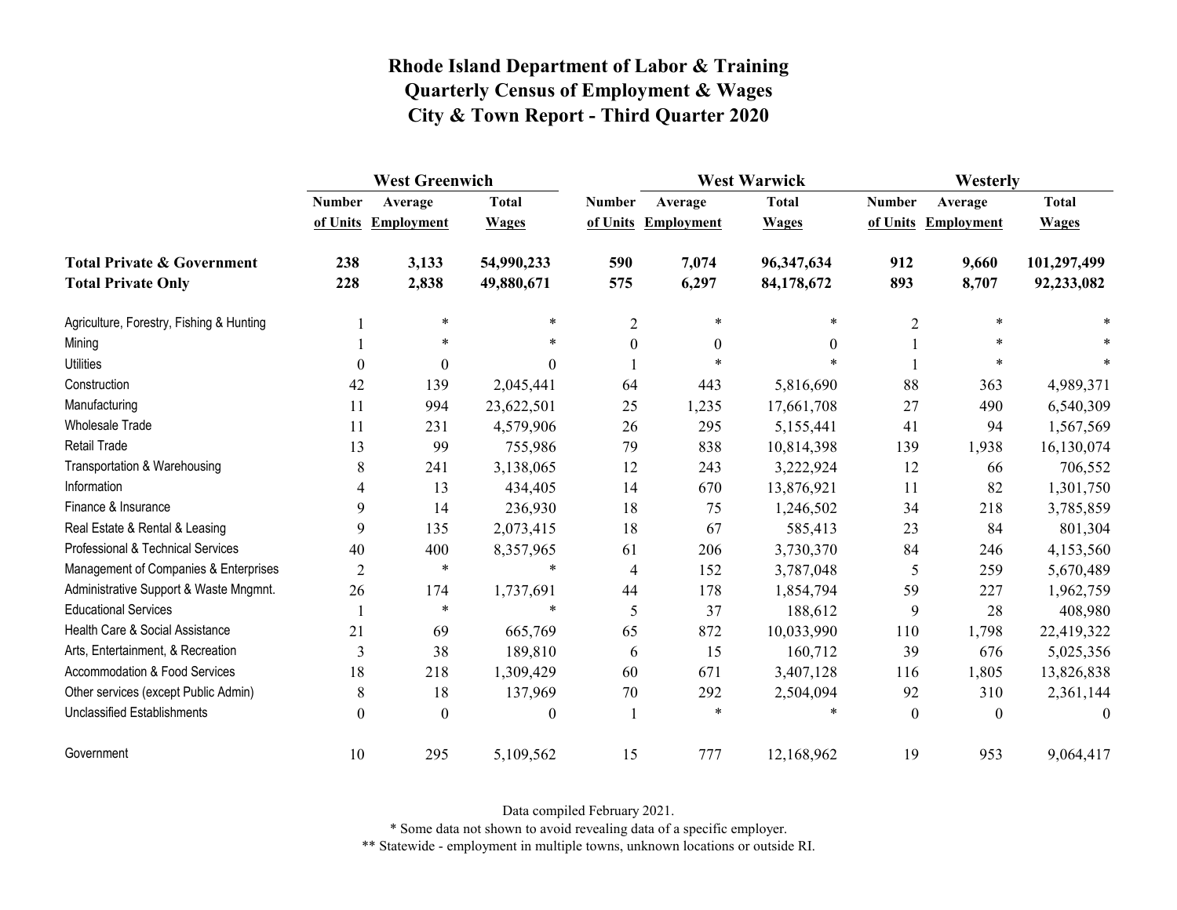# Rhode Island Department of Labor & Training
## Quarterly Census of Employment & Wages
## City & Town Report - Third Quarter 2020

| | West Greenwich | | | West Warwick | | | Westerly | | |
|---|---|---|---|---|---|---|---|---|---|
| | Number of Units | Average Employment | Total Wages | Number of Units | Average Employment | Total Wages | Number of Units | Average Employment | Total Wages |
| **Total Private & Government** | **238** | **3,133** | **54,990,233** | **590** | **7,074** | **96,347,634** | **912** | **9,660** | **101,297,499** |
| **Total Private Only** | **228** | **2,838** | **49,880,671** | **575** | **6,297** | **84,178,672** | **893** | **8,707** | **92,233,082** |
| Agriculture, Forestry, Fishing & Hunting | 1 | * | * | 2 | * | * | 2 | * | * |
| Mining | 1 | * | * | 0 | 0 | 0 | 1 | * | * |
| Utilities | 0 | 0 | 0 | 1 | * | * | 1 | * | * |
| Construction | 42 | 139 | 2,045,441 | 64 | 443 | 5,816,690 | 88 | 363 | 4,989,371 |
| Manufacturing | 11 | 994 | 23,622,501 | 25 | 1,235 | 17,661,708 | 27 | 490 | 6,540,309 |
| Wholesale Trade | 11 | 231 | 4,579,906 | 26 | 295 | 5,155,441 | 41 | 94 | 1,567,569 |
| Retail Trade | 13 | 99 | 755,986 | 79 | 838 | 10,814,398 | 139 | 1,938 | 16,130,074 |
| Transportation & Warehousing | 8 | 241 | 3,138,065 | 12 | 243 | 3,222,924 | 12 | 66 | 706,552 |
| Information | 4 | 13 | 434,405 | 14 | 670 | 13,876,921 | 11 | 82 | 1,301,750 |
| Finance & Insurance | 9 | 14 | 236,930 | 18 | 75 | 1,246,502 | 34 | 218 | 3,785,859 |
| Real Estate & Rental & Leasing | 9 | 135 | 2,073,415 | 18 | 67 | 585,413 | 23 | 84 | 801,304 |
| Professional & Technical Services | 40 | 400 | 8,357,965 | 61 | 206 | 3,730,370 | 84 | 246 | 4,153,560 |
| Management of Companies & Enterprises | 2 | * | * | 4 | 152 | 3,787,048 | 5 | 259 | 5,670,489 |
| Administrative Support & Waste Mngmnt. | 26 | 174 | 1,737,691 | 44 | 178 | 1,854,794 | 59 | 227 | 1,962,759 |
| Educational Services | 1 | * | * | 5 | 37 | 188,612 | 9 | 28 | 408,980 |
| Health Care & Social Assistance | 21 | 69 | 665,769 | 65 | 872 | 10,033,990 | 110 | 1,798 | 22,419,322 |
| Arts, Entertainment, & Recreation | 3 | 38 | 189,810 | 6 | 15 | 160,712 | 39 | 676 | 5,025,356 |
| Accommodation & Food Services | 18 | 218 | 1,309,429 | 60 | 671 | 3,407,128 | 116 | 1,805 | 13,826,838 |
| Other services (except Public Admin) | 8 | 18 | 137,969 | 70 | 292 | 2,504,094 | 92 | 310 | 2,361,144 |
| Unclassified Establishments | 0 | 0 | 0 | 1 | * | * | 0 | 0 | 0 |
| Government | 10 | 295 | 5,109,562 | 15 | 777 | 12,168,962 | 19 | 953 | 9,064,417 |

Data compiled February 2021.

* Some data not shown to avoid revealing data of a specific employer.

** Statewide - employment in multiple towns, unknown locations or outside RI.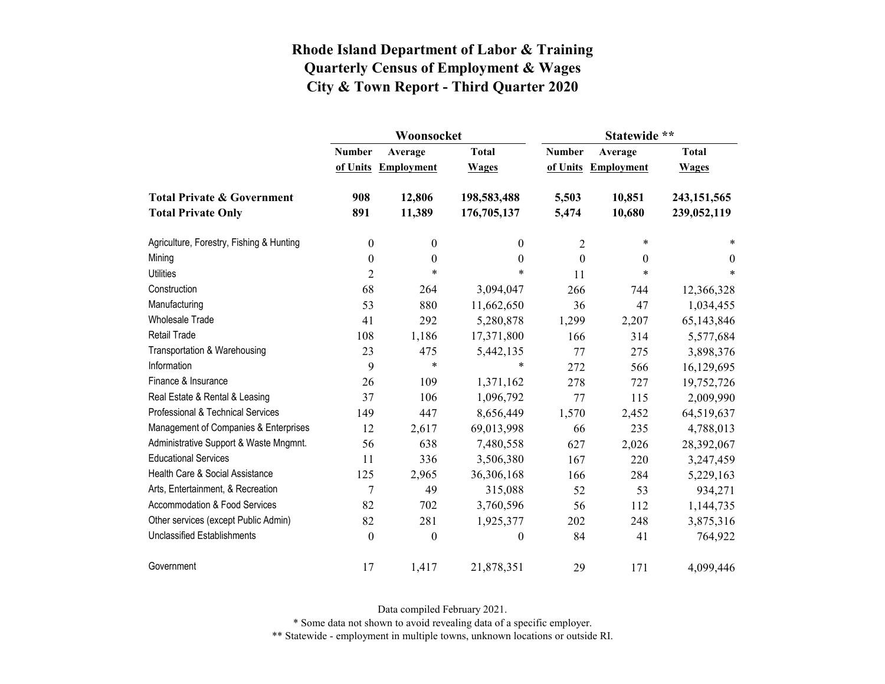# Rhode Island Department of Labor & Training
# Quarterly Census of Employment & Wages
# City & Town Report - Third Quarter 2020

| | Woonsocket | | | Statewide ** | | |
|---|---|---|---|---|---|---|
| | Number of Units | Average Employment | Total Wages | Number of Units | Average Employment | Total Wages |
| **Total Private & Government** | **908** | **12,806** | **198,583,488** | **5,503** | **10,851** | **243,151,565** |
| **Total Private Only** | **891** | **11,389** | **176,705,137** | **5,474** | **10,680** | **239,052,119** |
| Agriculture, Forestry, Fishing & Hunting | 0 | 0 | 0 | 2 | * | * |
| Mining | 0 | 0 | 0 | 0 | 0 | 0 |
| Utilities | 2 | * | * | 11 | * | * |
| Construction | 68 | 264 | 3,094,047 | 266 | 744 | 12,366,328 |
| Manufacturing | 53 | 880 | 11,662,650 | 36 | 47 | 1,034,455 |
| Wholesale Trade | 41 | 292 | 5,280,878 | 1,299 | 2,207 | 65,143,846 |
| Retail Trade | 108 | 1,186 | 17,371,800 | 166 | 314 | 5,577,684 |
| Transportation & Warehousing | 23 | 475 | 5,442,135 | 77 | 275 | 3,898,376 |
| Information | 9 | * | * | 272 | 566 | 16,129,695 |
| Finance & Insurance | 26 | 109 | 1,371,162 | 278 | 727 | 19,752,726 |
| Real Estate & Rental & Leasing | 37 | 106 | 1,096,792 | 77 | 115 | 2,009,990 |
| Professional & Technical Services | 149 | 447 | 8,656,449 | 1,570 | 2,452 | 64,519,637 |
| Management of Companies & Enterprises | 12 | 2,617 | 69,013,998 | 66 | 235 | 4,788,013 |
| Administrative Support & Waste Mngmnt. | 56 | 638 | 7,480,558 | 627 | 2,026 | 28,392,067 |
| Educational Services | 11 | 336 | 3,506,380 | 167 | 220 | 3,247,459 |
| Health Care & Social Assistance | 125 | 2,965 | 36,306,168 | 166 | 284 | 5,229,163 |
| Arts, Entertainment, & Recreation | 7 | 49 | 315,088 | 52 | 53 | 934,271 |
| Accommodation & Food Services | 82 | 702 | 3,760,596 | 56 | 112 | 1,144,735 |
| Other services (except Public Admin) | 82 | 281 | 1,925,377 | 202 | 248 | 3,875,316 |
| Unclassified Establishments | 0 | 0 | 0 | 84 | 41 | 764,922 |
| Government | 17 | 1,417 | 21,878,351 | 29 | 171 | 4,099,446 |

Data compiled February 2021.

* Some data not shown to avoid revealing data of a specific employer.

** Statewide - employment in multiple towns, unknown locations or outside RI.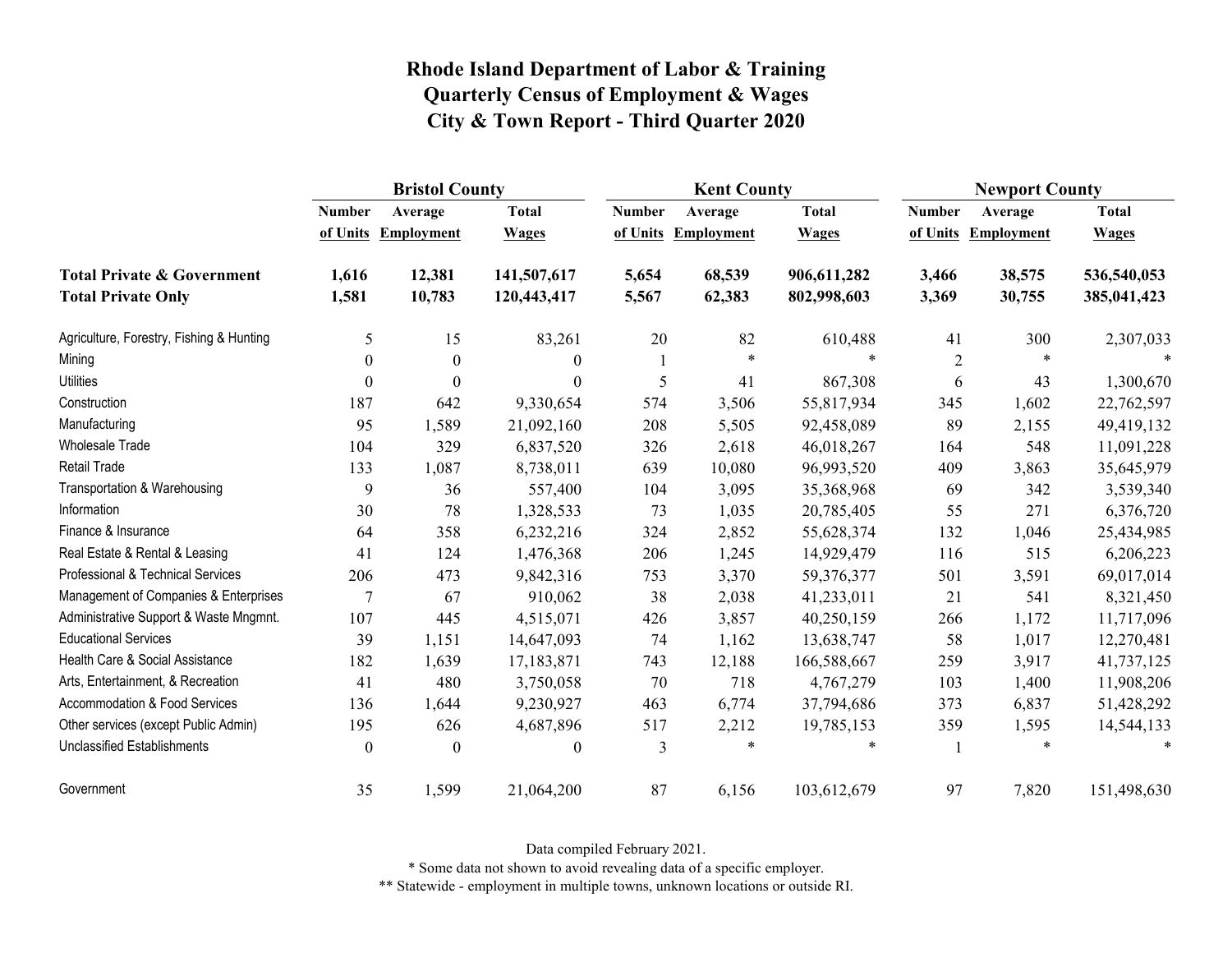# Rhode Island Department of Labor & Training
# Quarterly Census of Employment & Wages
# City & Town Report - Third Quarter 2020

| | Bristol County | | | Kent County | | | Newport County | | |
|---|---|---|---|---|---|---|---|---|---|
| | Number of Units | Average Employment | Total Wages | Number of Units | Average Employment | Total Wages | Number of Units | Average Employment | Total Wages |
| **Total Private & Government** | **1,616** | **12,381** | **141,507,617** | **5,654** | **68,539** | **906,611,282** | **3,466** | **38,575** | **536,540,053** |
| **Total Private Only** | **1,581** | **10,783** | **120,443,417** | **5,567** | **62,383** | **802,998,603** | **3,369** | **30,755** | **385,041,423** |
| Agriculture, Forestry, Fishing & Hunting | 5 | 15 | 83,261 | 20 | 82 | 610,488 | 41 | 300 | 2,307,033 |
| Mining | 0 | 0 | 0 | 1 | * | * | 2 | * | * |
| Utilities | 0 | 0 | 0 | 5 | 41 | 867,308 | 6 | 43 | 1,300,670 |
| Construction | 187 | 642 | 9,330,654 | 574 | 3,506 | 55,817,934 | 345 | 1,602 | 22,762,597 |
| Manufacturing | 95 | 1,589 | 21,092,160 | 208 | 5,505 | 92,458,089 | 89 | 2,155 | 49,419,132 |
| Wholesale Trade | 104 | 329 | 6,837,520 | 326 | 2,618 | 46,018,267 | 164 | 548 | 11,091,228 |
| Retail Trade | 133 | 1,087 | 8,738,011 | 639 | 10,080 | 96,993,520 | 409 | 3,863 | 35,645,979 |
| Transportation & Warehousing | 9 | 36 | 557,400 | 104 | 3,095 | 35,368,968 | 69 | 342 | 3,539,340 |
| Information | 30 | 78 | 1,328,533 | 73 | 1,035 | 20,785,405 | 55 | 271 | 6,376,720 |
| Finance & Insurance | 64 | 358 | 6,232,216 | 324 | 2,852 | 55,628,374 | 132 | 1,046 | 25,434,985 |
| Real Estate & Rental & Leasing | 41 | 124 | 1,476,368 | 206 | 1,245 | 14,929,479 | 116 | 515 | 6,206,223 |
| Professional & Technical Services | 206 | 473 | 9,842,316 | 753 | 3,370 | 59,376,377 | 501 | 3,591 | 69,017,014 |
| Management of Companies & Enterprises | 7 | 67 | 910,062 | 38 | 2,038 | 41,233,011 | 21 | 541 | 8,321,450 |
| Administrative Support & Waste Mngmnt. | 107 | 445 | 4,515,071 | 426 | 3,857 | 40,250,159 | 266 | 1,172 | 11,717,096 |
| Educational Services | 39 | 1,151 | 14,647,093 | 74 | 1,162 | 13,638,747 | 58 | 1,017 | 12,270,481 |
| Health Care & Social Assistance | 182 | 1,639 | 17,183,871 | 743 | 12,188 | 166,588,667 | 259 | 3,917 | 41,737,125 |
| Arts, Entertainment, & Recreation | 41 | 480 | 3,750,058 | 70 | 718 | 4,767,279 | 103 | 1,400 | 11,908,206 |
| Accommodation & Food Services | 136 | 1,644 | 9,230,927 | 463 | 6,774 | 37,794,686 | 373 | 6,837 | 51,428,292 |
| Other services (except Public Admin) | 195 | 626 | 4,687,896 | 517 | 2,212 | 19,785,153 | 359 | 1,595 | 14,544,133 |
| Unclassified Establishments | 0 | 0 | 0 | 3 | * | * | 1 | * | * |
| Government | 35 | 1,599 | 21,064,200 | 87 | 6,156 | 103,612,679 | 97 | 7,820 | 151,498,630 |

Data compiled February 2021.

\* Some data not shown to avoid revealing data of a specific employer.

\*\* Statewide - employment in multiple towns, unknown locations or outside RI.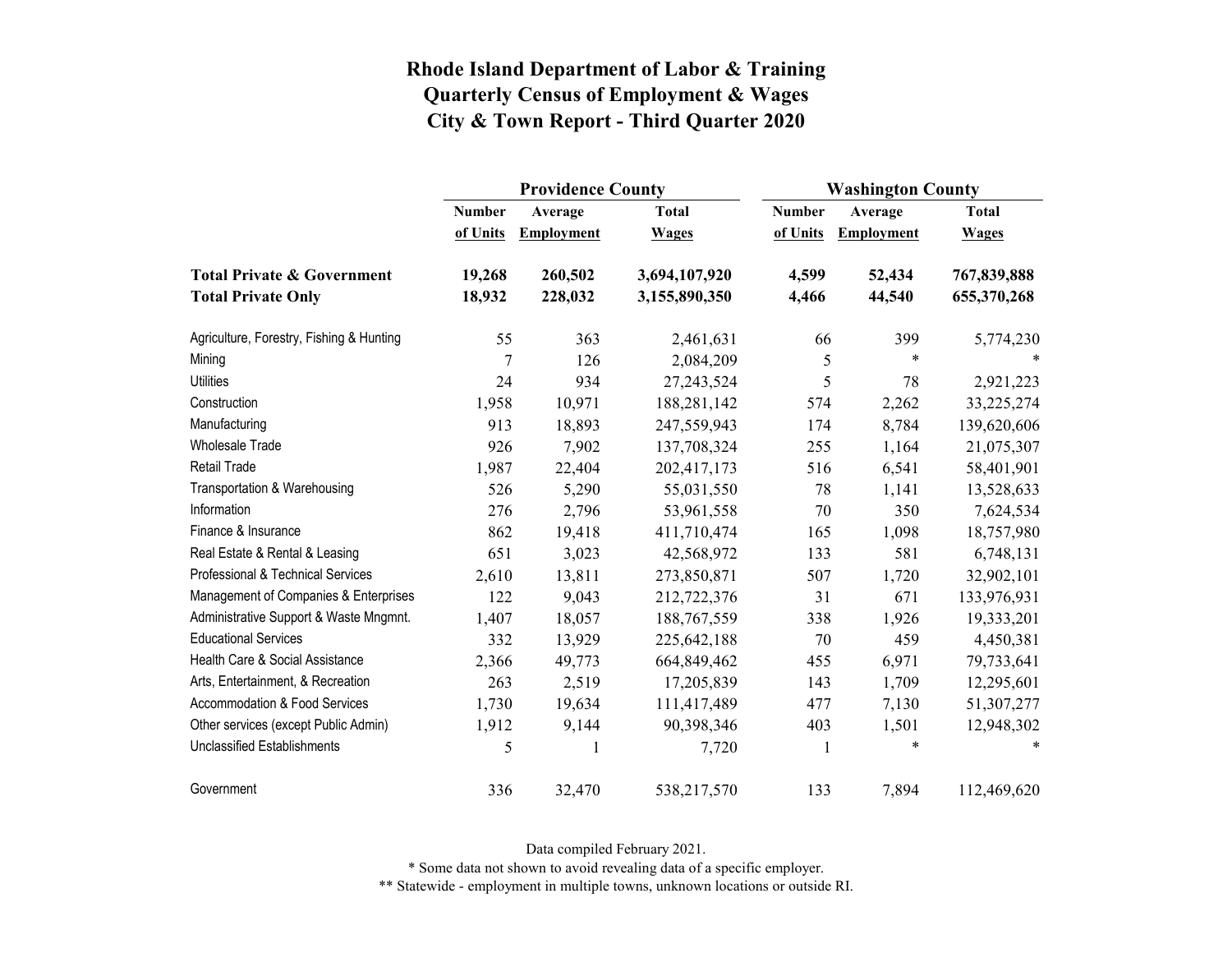# Rhode Island Department of Labor & Training
## Quarterly Census of Employment & Wages
## City & Town Report - Third Quarter 2020

| | Providence County | | | Washington County | | |
|---|---|---|---|---|---|---|
| | Number of Units | Average Employment | Total Wages | Number of Units | Average Employment | Total Wages |
| **Total Private & Government** | **19,268** | **260,502** | **3,694,107,920** | **4,599** | **52,434** | **767,839,888** |
| **Total Private Only** | **18,932** | **228,032** | **3,155,890,350** | **4,466** | **44,540** | **655,370,268** |
| Agriculture, Forestry, Fishing & Hunting | 55 | 363 | 2,461,631 | 66 | 399 | 5,774,230 |
| Mining | 7 | 126 | 2,084,209 | 5 | * | * |
| Utilities | 24 | 934 | 27,243,524 | 5 | 78 | 2,921,223 |
| Construction | 1,958 | 10,971 | 188,281,142 | 574 | 2,262 | 33,225,274 |
| Manufacturing | 913 | 18,893 | 247,559,943 | 174 | 8,784 | 139,620,606 |
| Wholesale Trade | 926 | 7,902 | 137,708,324 | 255 | 1,164 | 21,075,307 |
| Retail Trade | 1,987 | 22,404 | 202,417,173 | 516 | 6,541 | 58,401,901 |
| Transportation & Warehousing | 526 | 5,290 | 55,031,550 | 78 | 1,141 | 13,528,633 |
| Information | 276 | 2,796 | 53,961,558 | 70 | 350 | 7,624,534 |
| Finance & Insurance | 862 | 19,418 | 411,710,474 | 165 | 1,098 | 18,757,980 |
| Real Estate & Rental & Leasing | 651 | 3,023 | 42,568,972 | 133 | 581 | 6,748,131 |
| Professional & Technical Services | 2,610 | 13,811 | 273,850,871 | 507 | 1,720 | 32,902,101 |
| Management of Companies & Enterprises | 122 | 9,043 | 212,722,376 | 31 | 671 | 133,976,931 |
| Administrative Support & Waste Mngmnt. | 1,407 | 18,057 | 188,767,559 | 338 | 1,926 | 19,333,201 |
| Educational Services | 332 | 13,929 | 225,642,188 | 70 | 459 | 4,450,381 |
| Health Care & Social Assistance | 2,366 | 49,773 | 664,849,462 | 455 | 6,971 | 79,733,641 |
| Arts, Entertainment, & Recreation | 263 | 2,519 | 17,205,839 | 143 | 1,709 | 12,295,601 |
| Accommodation & Food Services | 1,730 | 19,634 | 111,417,489 | 477 | 7,130 | 51,307,277 |
| Other services (except Public Admin) | 1,912 | 9,144 | 90,398,346 | 403 | 1,501 | 12,948,302 |
| Unclassified Establishments | 5 | 1 | 7,720 | 1 | * | * |
| Government | 336 | 32,470 | 538,217,570 | 133 | 7,894 | 112,469,620 |

Data compiled February 2021.

* Some data not shown to avoid revealing data of a specific employer.

** Statewide - employment in multiple towns, unknown locations or outside RI.